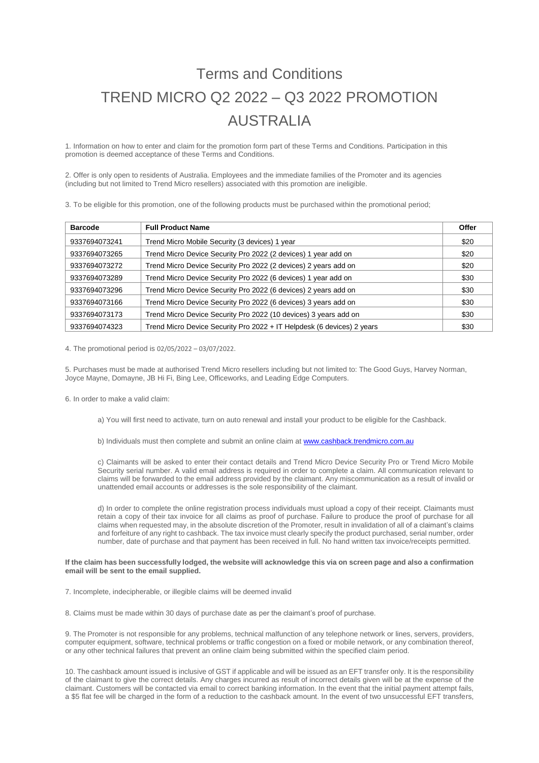# Terms and Conditions

# TREND MICRO Q2 2022 – Q3 2022 PROMOTION AUSTRALIA

1. Information on how to enter and claim for the promotion form part of these Terms and Conditions. Participation in this promotion is deemed acceptance of these Terms and Conditions.

2. Offer is only open to residents of Australia. Employees and the immediate families of the Promoter and its agencies (including but not limited to Trend Micro resellers) associated with this promotion are ineligible.

3. To be eligible for this promotion, one of the following products must be purchased within the promotional period;

| Barcode | Full Product Name | Offer |
|---|---|---|
| 9337694073241 | Trend Micro Mobile Security (3 devices) 1 year | $20 |
| 9337694073265 | Trend Micro Device Security Pro 2022 (2 devices) 1 year add on | $20 |
| 9337694073272 | Trend Micro Device Security Pro 2022 (2 devices) 2 years add on | $20 |
| 9337694073289 | Trend Micro Device Security Pro 2022 (6 devices) 1 year add on | $30 |
| 9337694073296 | Trend Micro Device Security Pro 2022 (6 devices) 2 years add on | $30 |
| 9337694073166 | Trend Micro Device Security Pro 2022 (6 devices) 3 years add on | $30 |
| 9337694073173 | Trend Micro Device Security Pro 2022 (10 devices) 3 years add on | $30 |
| 9337694074323 | Trend Micro Device Security Pro 2022 + IT Helpdesk (6 devices) 2 years | $30 |

4. The promotional period is 02/05/2022 – 03/07/2022.

5. Purchases must be made at authorised Trend Micro resellers including but not limited to: The Good Guys, Harvey Norman, Joyce Mayne, Domayne, JB Hi Fi, Bing Lee, Officeworks, and Leading Edge Computers.

6. In order to make a valid claim:

a) You will first need to activate, turn on auto renewal and install your product to be eligible for the Cashback.

b) Individuals must then complete and submit an online claim at www.cashback.trendmicro.com.au

c) Claimants will be asked to enter their contact details and Trend Micro Device Security Pro or Trend Micro Mobile Security serial number. A valid email address is required in order to complete a claim. All communication relevant to claims will be forwarded to the email address provided by the claimant. Any miscommunication as a result of invalid or unattended email accounts or addresses is the sole responsibility of the claimant.

d) In order to complete the online registration process individuals must upload a copy of their receipt. Claimants must retain a copy of their tax invoice for all claims as proof of purchase. Failure to produce the proof of purchase for all claims when requested may, in the absolute discretion of the Promoter, result in invalidation of all of a claimant's claims and forfeiture of any right to cashback. The tax invoice must clearly specify the product purchased, serial number, order number, date of purchase and that payment has been received in full. No hand written tax invoice/receipts permitted.

**If the claim has been successfully lodged, the website will acknowledge this via on screen page and also a confirmation email will be sent to the email supplied.**

7. Incomplete, indecipherable, or illegible claims will be deemed invalid

8. Claims must be made within 30 days of purchase date as per the claimant's proof of purchase.

9. The Promoter is not responsible for any problems, technical malfunction of any telephone network or lines, servers, providers, computer equipment, software, technical problems or traffic congestion on a fixed or mobile network, or any combination thereof, or any other technical failures that prevent an online claim being submitted within the specified claim period.

10. The cashback amount issued is inclusive of GST if applicable and will be issued as an EFT transfer only. It is the responsibility of the claimant to give the correct details. Any charges incurred as result of incorrect details given will be at the expense of the claimant. Customers will be contacted via email to correct banking information. In the event that the initial payment attempt fails, a $5 flat fee will be charged in the form of a reduction to the cashback amount. In the event of two unsuccessful EFT transfers,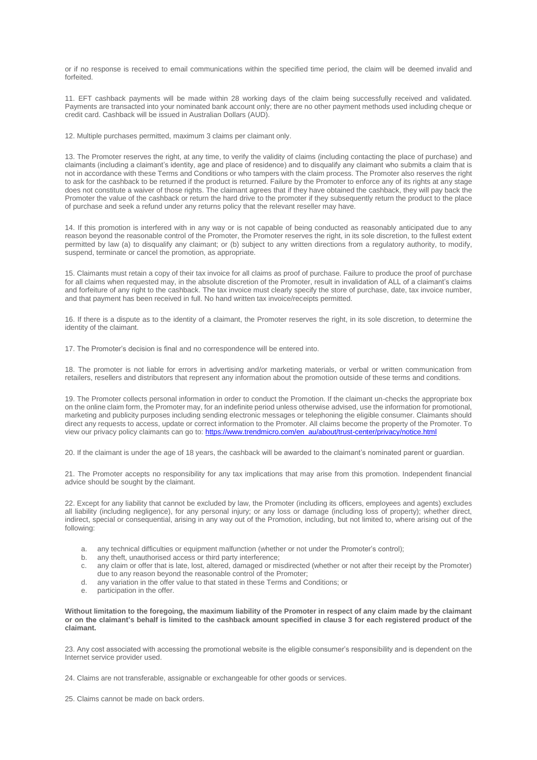or if no response is received to email communications within the specified time period, the claim will be deemed invalid and forfeited.

11. EFT cashback payments will be made within 28 working days of the claim being successfully received and validated. Payments are transacted into your nominated bank account only; there are no other payment methods used including cheque or credit card. Cashback will be issued in Australian Dollars (AUD).

12. Multiple purchases permitted, maximum 3 claims per claimant only.

13. The Promoter reserves the right, at any time, to verify the validity of claims (including contacting the place of purchase) and claimants (including a claimant's identity, age and place of residence) and to disqualify any claimant who submits a claim that is not in accordance with these Terms and Conditions or who tampers with the claim process. The Promoter also reserves the right to ask for the cashback to be returned if the product is returned. Failure by the Promoter to enforce any of its rights at any stage does not constitute a waiver of those rights. The claimant agrees that if they have obtained the cashback, they will pay back the Promoter the value of the cashback or return the hard drive to the promoter if they subsequently return the product to the place of purchase and seek a refund under any returns policy that the relevant reseller may have.

14. If this promotion is interfered with in any way or is not capable of being conducted as reasonably anticipated due to any reason beyond the reasonable control of the Promoter, the Promoter reserves the right, in its sole discretion, to the fullest extent permitted by law (a) to disqualify any claimant; or (b) subject to any written directions from a regulatory authority, to modify, suspend, terminate or cancel the promotion, as appropriate.

15. Claimants must retain a copy of their tax invoice for all claims as proof of purchase. Failure to produce the proof of purchase for all claims when requested may, in the absolute discretion of the Promoter, result in invalidation of ALL of a claimant's claims and forfeiture of any right to the cashback. The tax invoice must clearly specify the store of purchase, date, tax invoice number, and that payment has been received in full. No hand written tax invoice/receipts permitted.

16. If there is a dispute as to the identity of a claimant, the Promoter reserves the right, in its sole discretion, to determine the identity of the claimant.

17. The Promoter's decision is final and no correspondence will be entered into.

18. The promoter is not liable for errors in advertising and/or marketing materials, or verbal or written communication from retailers, resellers and distributors that represent any information about the promotion outside of these terms and conditions.

19. The Promoter collects personal information in order to conduct the Promotion. If the claimant un-checks the appropriate box on the online claim form, the Promoter may, for an indefinite period unless otherwise advised, use the information for promotional, marketing and publicity purposes including sending electronic messages or telephoning the eligible consumer. Claimants should direct any requests to access, update or correct information to the Promoter. All claims become the property of the Promoter. To view our privacy policy claimants can go to: https://www.trendmicro.com/en_au/about/trust-center/privacy/notice.html

20. If the claimant is under the age of 18 years, the cashback will be awarded to the claimant's nominated parent or guardian.

21. The Promoter accepts no responsibility for any tax implications that may arise from this promotion. Independent financial advice should be sought by the claimant.

22. Except for any liability that cannot be excluded by law, the Promoter (including its officers, employees and agents) excludes all liability (including negligence), for any personal injury; or any loss or damage (including loss of property); whether direct, indirect, special or consequential, arising in any way out of the Promotion, including, but not limited to, where arising out of the following:

a. any technical difficulties or equipment malfunction (whether or not under the Promoter's control);
b. any theft, unauthorised access or third party interference;
c. any claim or offer that is late, lost, altered, damaged or misdirected (whether or not after their receipt by the Promoter) due to any reason beyond the reasonable control of the Promoter;
d. any variation in the offer value to that stated in these Terms and Conditions; or
e. participation in the offer.

**Without limitation to the foregoing, the maximum liability of the Promoter in respect of any claim made by the claimant or on the claimant's behalf is limited to the cashback amount specified in clause 3 for each registered product of the claimant.**

23. Any cost associated with accessing the promotional website is the eligible consumer's responsibility and is dependent on the Internet service provider used.

24. Claims are not transferable, assignable or exchangeable for other goods or services.

25. Claims cannot be made on back orders.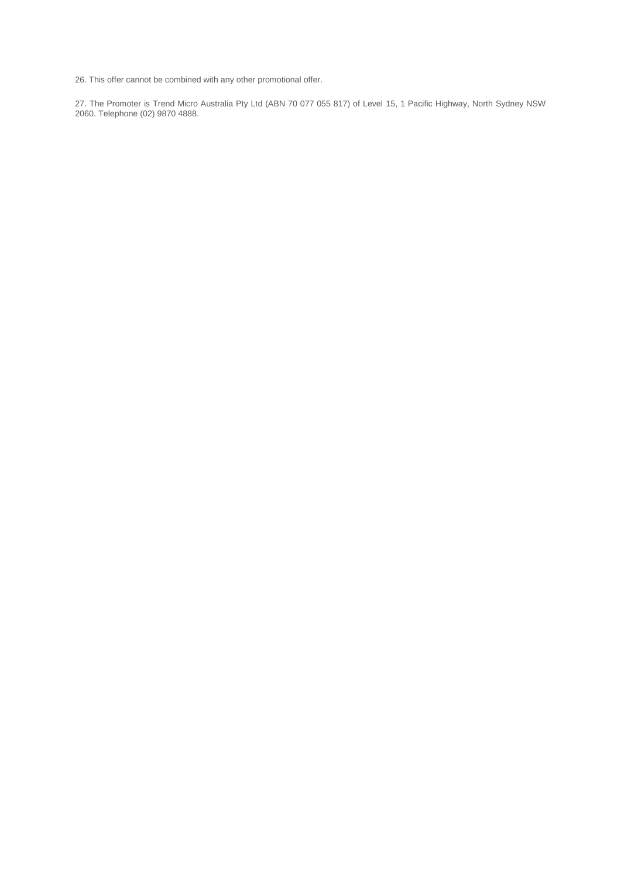26. This offer cannot be combined with any other promotional offer.

27. The Promoter is Trend Micro Australia Pty Ltd (ABN 70 077 055 817) of Level 15, 1 Pacific Highway, North Sydney NSW 2060. Telephone (02) 9870 4888.